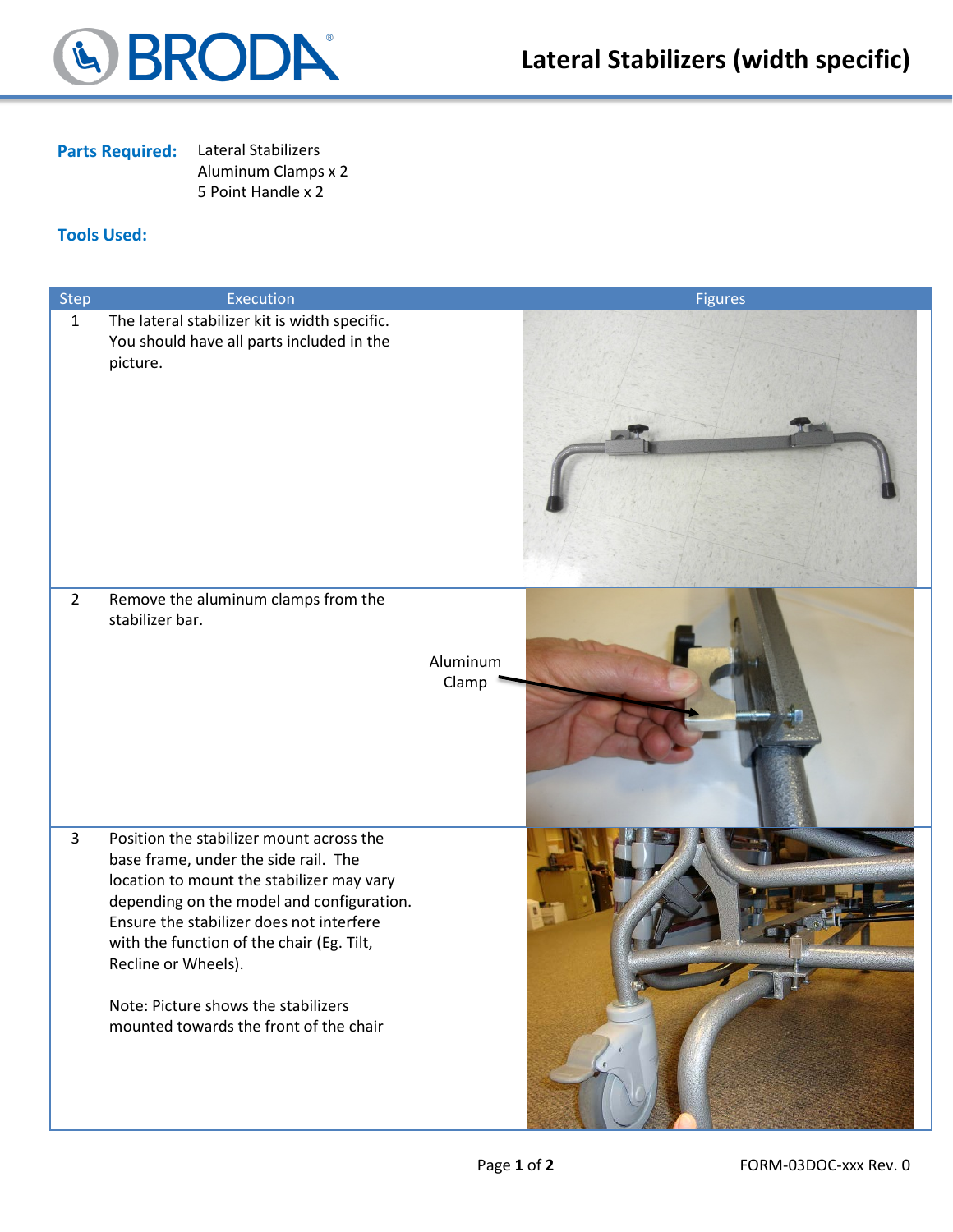# Lateral Stabilizers (width specific)

**Parts Required:** Lateral Stabilizers
Aluminum Clamps x 2
5 Point Handle x 2

**Tools Used:**

| Step | Execution | Figures |
|---|---|---|
| 1 | The lateral stabilizer kit is width specific. You should have all parts included in the picture. | |
| 2 | Remove the aluminum clamps from the stabilizer bar. | Aluminum Clamp |
| 3 | Position the stabilizer mount across the base frame, under the side rail. The location to mount the stabilizer may vary depending on the model and configuration. Ensure the stabilizer does not interfere with the function of the chair (Eg. Tilt, Recline or Wheels).<br><br>Note: Picture shows the stabilizers mounted towards the front of the chair | |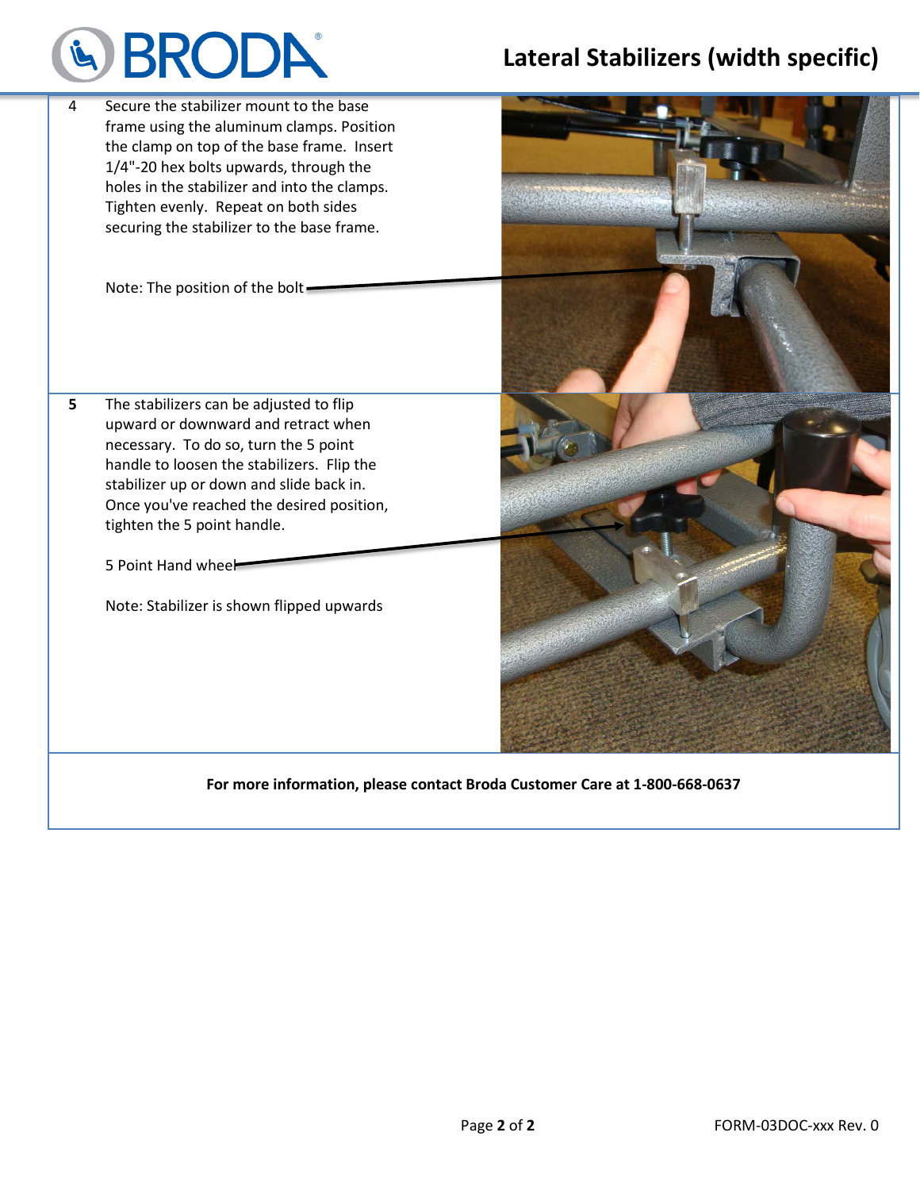| | |
|---|---|
| 4 | Secure the stabilizer mount to the base frame using the aluminum clamps. Position the clamp on top of the base frame. Insert 1/4"-20 hex bolts upwards, through the holes in the stabilizer and into the clamps. Tighten evenly. Repeat on both sides securing the stabilizer to the base frame.<br><br>Note: The position of the bolt |
| 5 | The stabilizers can be adjusted to flip upward or downward and retract when necessary. To do so, turn the 5 point handle to loosen the stabilizers. Flip the stabilizer up or down and slide back in. Once you've reached the desired position, tighten the 5 point handle.<br><br>5 Point Hand wheel<br><br>Note: Stabilizer is shown flipped upwards |

**For more information, please contact Broda Customer Care at 1-800-668-0637**

FORM-03DOC-xxx Rev. 0